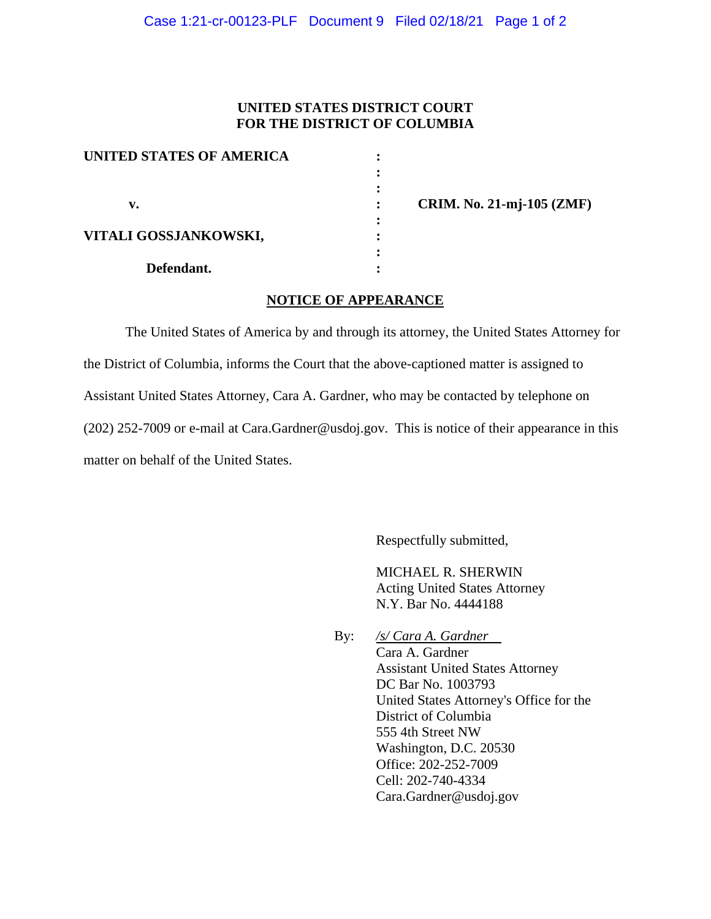**UNITED STATES DISTRICT COURT**
**FOR THE DISTRICT OF COLUMBIA**

| | | |
|---|---|---|
| **UNITED STATES OF AMERICA** | : | |
| | : | |
| **v.** | : | **CRIM. No. 21-mj-105 (ZMF)** |
| | : | |
| **VITALI GOSSJANKOWSKI,** | : | |
| | : | |
| **Defendant.** | : | |

**NOTICE OF APPEARANCE**

The United States of America by and through its attorney, the United States Attorney for the District of Columbia, informs the Court that the above-captioned matter is assigned to Assistant United States Attorney, Cara A. Gardner, who may be contacted by telephone on (202) 252-7009 or e-mail at Cara.Gardner@usdoj.gov. This is notice of their appearance in this matter on behalf of the United States.

Respectfully submitted,

MICHAEL R. SHERWIN
Acting United States Attorney
N.Y. Bar No. 4444188

By: */s/ Cara A. Gardner*
Cara A. Gardner
Assistant United States Attorney
DC Bar No. 1003793
United States Attorney's Office for the District of Columbia
555 4th Street NW
Washington, D.C. 20530
Office: 202-252-7009
Cell: 202-740-4334
Cara.Gardner@usdoj.gov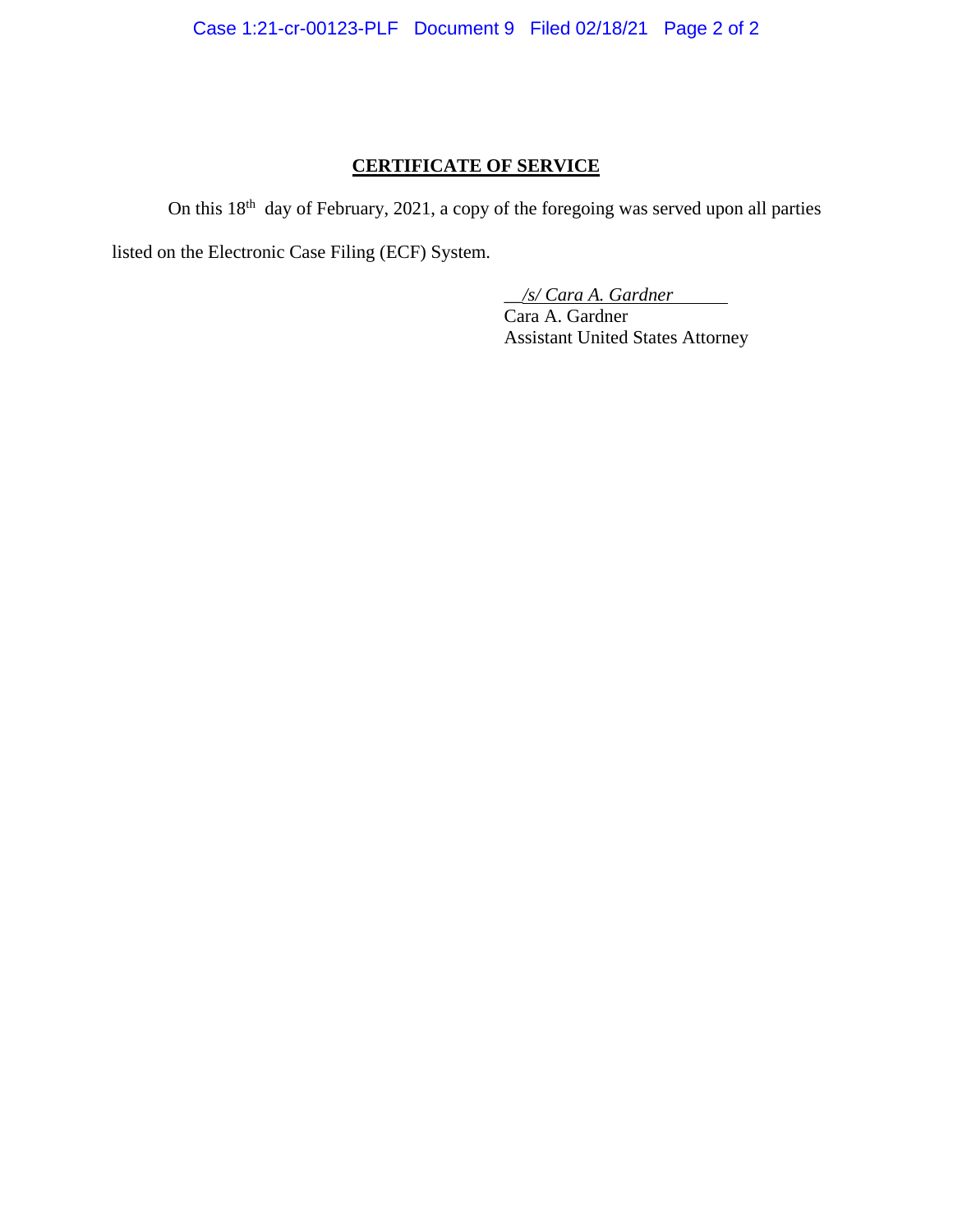## CERTIFICATE OF SERVICE

On this 18th day of February, 2021, a copy of the foregoing was served upon all parties listed on the Electronic Case Filing (ECF) System.

*/s/ Cara A. Gardner*
Cara A. Gardner
Assistant United States Attorney